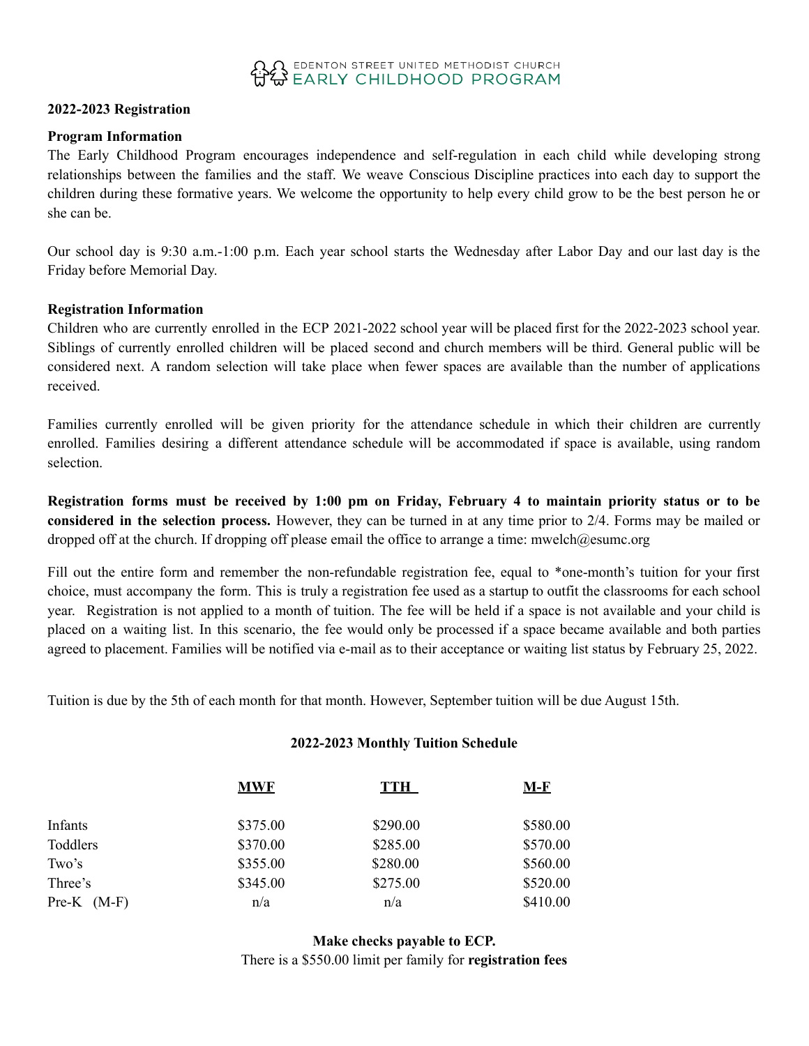EDENTON STREET UNITED METHODIST CHURCH
EARLY CHILDHOOD PROGRAM

**2022-2023 Registration**

**Program Information**

The Early Childhood Program encourages independence and self-regulation in each child while developing strong relationships between the families and the staff. We weave Conscious Discipline practices into each day to support the children during these formative years. We welcome the opportunity to help every child grow to be the best person he or she can be.

Our school day is 9:30 a.m.-1:00 p.m. Each year school starts the Wednesday after Labor Day and our last day is the Friday before Memorial Day.

**Registration Information**

Children who are currently enrolled in the ECP 2021-2022 school year will be placed first for the 2022-2023 school year. Siblings of currently enrolled children will be placed second and church members will be third. General public will be considered next. A random selection will take place when fewer spaces are available than the number of applications received.

Families currently enrolled will be given priority for the attendance schedule in which their children are currently enrolled. Families desiring a different attendance schedule will be accommodated if space is available, using random selection.

**Registration forms must be received by 1:00 pm on Friday, February 4 to maintain priority status or to be considered in the selection process.** However, they can be turned in at any time prior to 2/4. Forms may be mailed or dropped off at the church. If dropping off please email the office to arrange a time: mwelch@esumc.org

Fill out the entire form and remember the non-refundable registration fee, equal to *one-month's tuition for your first choice, must accompany the form. This is truly a registration fee used as a startup to outfit the classrooms for each school year. Registration is not applied to a month of tuition. The fee will be held if a space is not available and your child is placed on a waiting list. In this scenario, the fee would only be processed if a space became available and both parties agreed to placement. Families will be notified via e-mail as to their acceptance or waiting list status by February 25, 2022.

Tuition is due by the 5th of each month for that month. However, September tuition will be due August 15th.

**2022-2023 Monthly Tuition Schedule**

| | MWF | TTH | M-F |
|---|---|---|---|
| Infants | $375.00 | $290.00 | $580.00 |
| Toddlers | $370.00 | $285.00 | $570.00 |
| Two's | $355.00 | $280.00 | $560.00 |
| Three's | $345.00 | $275.00 | $520.00 |
| Pre-K (M-F) | n/a | n/a | $410.00 |

**Make checks payable to ECP.**

There is a $550.00 limit per family for **registration fees**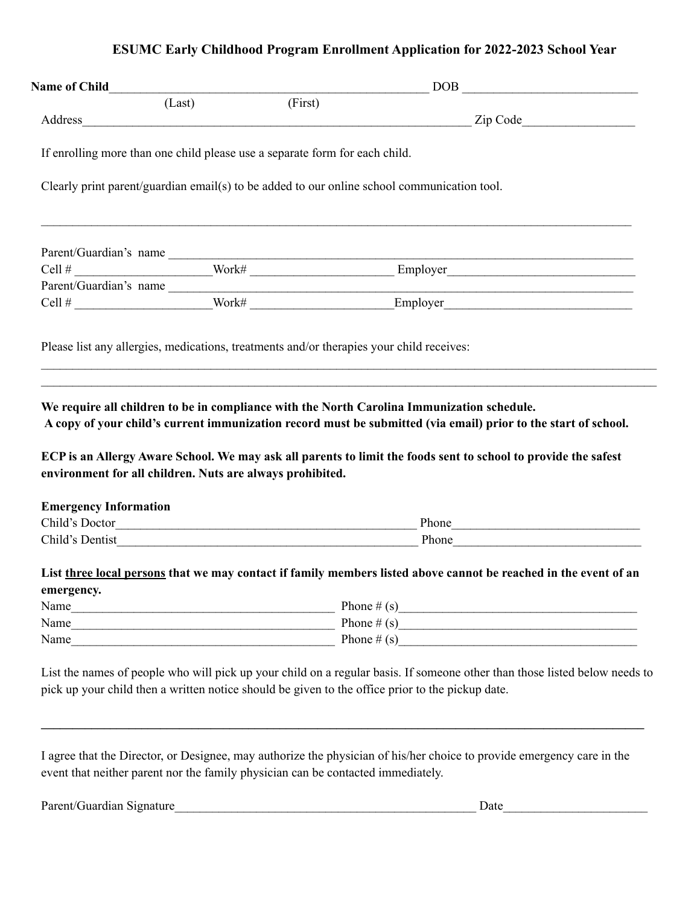# ESUMC Early Childhood Program Enrollment Application for 2022-2023 School Year

**Name of Child**__________________________________________________ DOB ____________________________
(Last) (First)

Address_______________________________________________________________ Zip Code__________________

If enrolling more than one child please use a separate form for each child.

Clearly print parent/guardian email(s) to be added to our online school communication tool.

_______________________________________________________________________________________________

Parent/Guardian's name ________________________________________________________________________
Cell # _____________________Work# ______________________ Employer______________________________
Parent/Guardian's name ________________________________________________________________________
Cell # _____________________Work# ______________________Employer______________________________

Please list any allergies, medications, treatments and/or therapies your child receives:

_______________________________________________________________________________________________
_______________________________________________________________________________________________

**We require all children to be in compliance with the North Carolina Immunization schedule. A copy of your child's current immunization record must be submitted (via email) prior to the start of school.**

**ECP is an Allergy Aware School. We may ask all parents to limit the foods sent to school to provide the safest environment for all children. Nuts are always prohibited.**

**Emergency Information**

Child's Doctor________________________________________________ Phone______________________________
Child's Dentist_______________________________________________ Phone______________________________

**List <u>three local persons</u> that we may contact if family members listed above cannot be reached in the event of an emergency.**

Name__________________________________________ Phone # (s)______________________________________
Name__________________________________________ Phone # (s)______________________________________
Name__________________________________________ Phone # (s)______________________________________

List the names of people who will pick up your child on a regular basis. If someone other than those listed below needs to pick up your child then a written notice should be given to the office prior to the pickup date.

_______________________________________________________________________________________________

I agree that the Director, or Designee, may authorize the physician of his/her choice to provide emergency care in the event that neither parent nor the family physician can be contacted immediately.

Parent/Guardian Signature_________________________________________________ Date______________________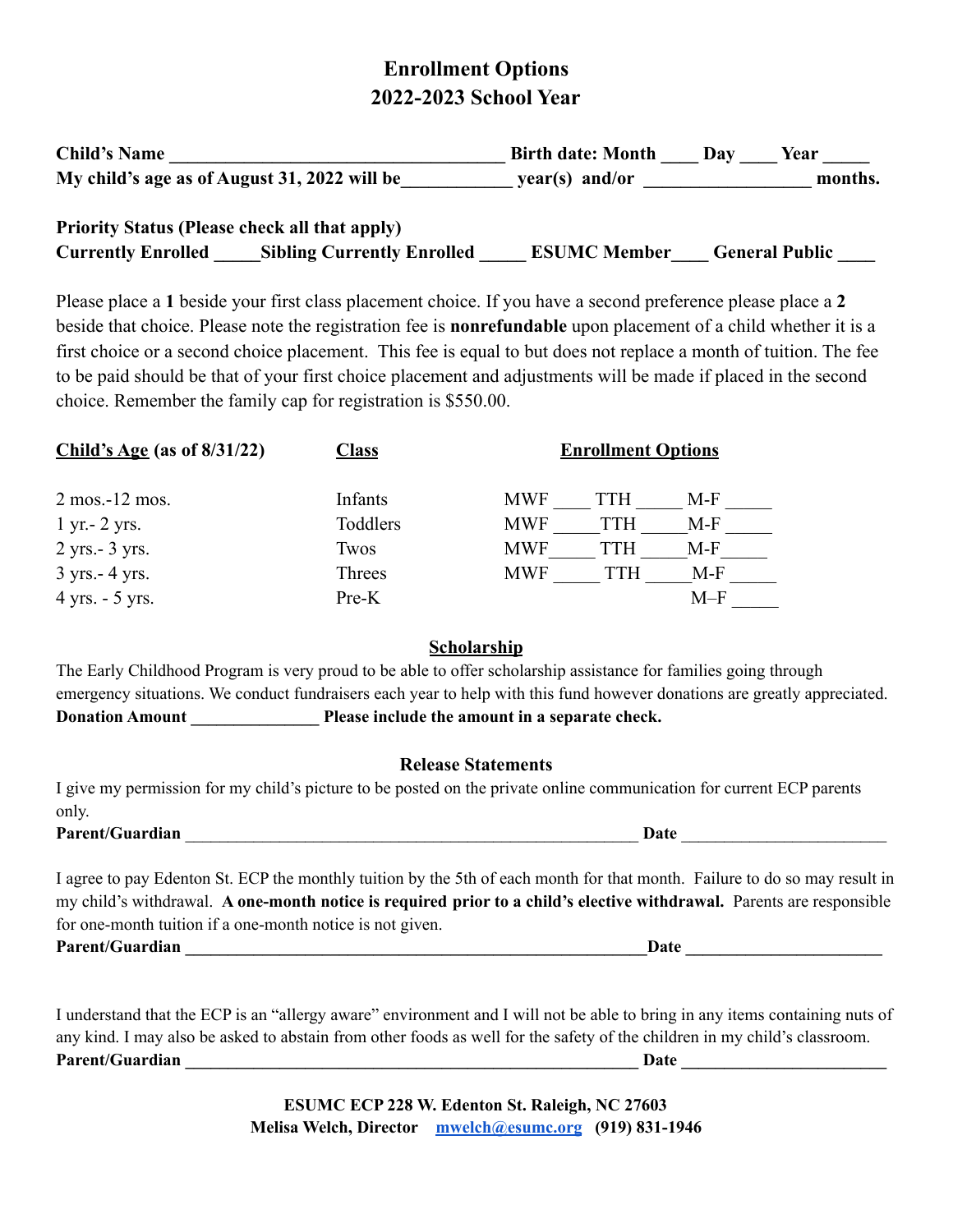# Enrollment Options
## 2022-2023 School Year

**Child's Name** ____________________________________ **Birth date: Month** ____ **Day** ____ **Year** _____
**My child's age as of August 31, 2022 will be**____________ **year(s) and/or** __________________ **months.**

**Priority Status (Please check all that apply)**
**Currently Enrolled** _____**Sibling Currently Enrolled** _____ **ESUMC Member**____ **General Public** ____

Please place a **1** beside your first class placement choice. If you have a second preference please place a **2** beside that choice. Please note the registration fee is **nonrefundable** upon placement of a child whether it is a first choice or a second choice placement. This fee is equal to but does not replace a month of tuition. The fee to be paid should be that of your first choice placement and adjustments will be made if placed in the second choice. Remember the family cap for registration is $550.00.

| **Child's Age** (as of 8/31/22) | **Class** | **Enrollment Options** |
|---|---|---|
| 2 mos.-12 mos. | Infants | MWF ____ TTH _____ M-F _____ |
| 1 yr.- 2 yrs. | Toddlers | MWF _____TTH _____M-F _____ |
| 2 yrs.- 3 yrs. | Twos | MWF_____ TTH _____M-F_____ |
| 3 yrs.- 4 yrs. | Threes | MWF _____ TTH _____M-F _____ |
| 4 yrs. - 5 yrs. | Pre-K | M–F _____ |

### Scholarship

The Early Childhood Program is very proud to be able to offer scholarship assistance for families going through emergency situations. We conduct fundraisers each year to help with this fund however donations are greatly appreciated.
**Donation Amount** _______________ **Please include the amount in a separate check.**

### Release Statements

I give my permission for my child's picture to be posted on the private online communication for current ECP parents only.
**Parent/Guardian** _______________________________________________________ **Date** ________________________

I agree to pay Edenton St. ECP the monthly tuition by the 5th of each month for that month. Failure to do so may result in my child's withdrawal. **A one-month notice is required prior to a child's elective withdrawal.** Parents are responsible for one-month tuition if a one-month notice is not given.
**Parent/Guardian** ________________________________________________________**Date** _______________________

I understand that the ECP is an "allergy aware" environment and I will not be able to bring in any items containing nuts of any kind. I may also be asked to abstain from other foods as well for the safety of the children in my child's classroom.
**Parent/Guardian** _______________________________________________________ **Date** ________________________

**ESUMC ECP 228 W. Edenton St. Raleigh, NC 27603**
**Melisa Welch, Director** mwelch@esumc.org **(919) 831-1946**